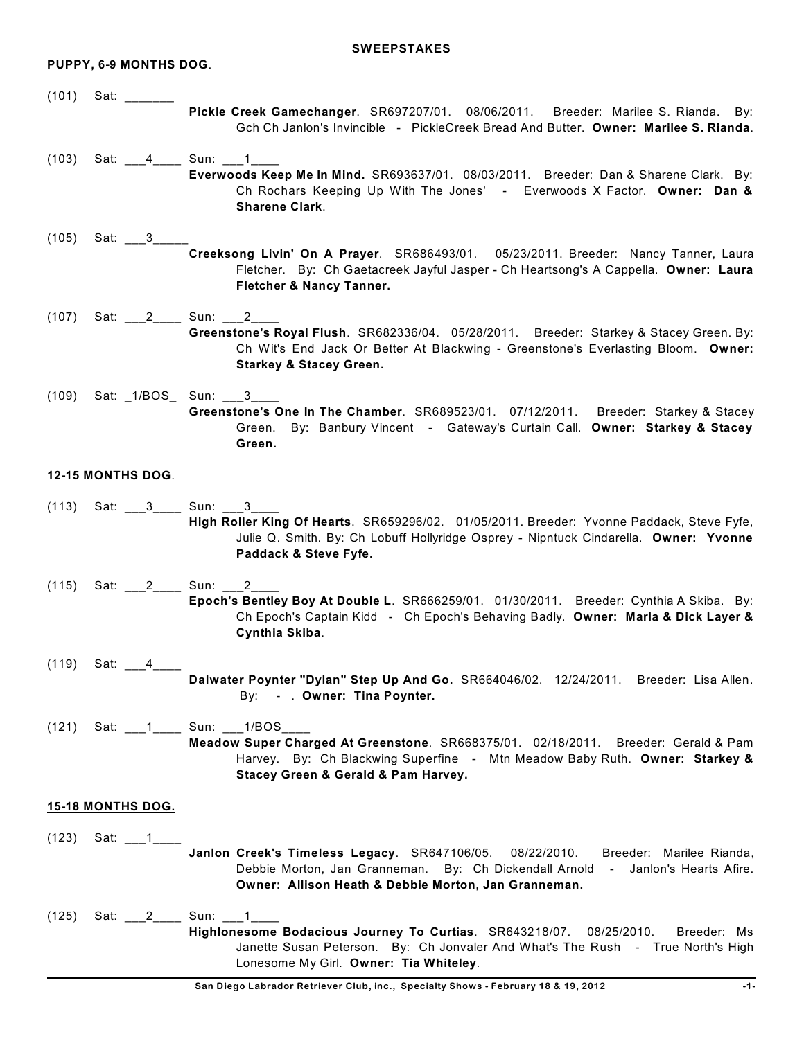## SWEEPSTAKES

### PUPPY, 6-9 MONTHS DOG.

(101) Sat: _______

**Pickle Creek Gamechanger**. SR697207/01. 08/06/2011. Breeder: Marilee S. Rianda. By: Gch Ch Janlon's Invincible - PickleCreek Bread And Butter. **Owner: Marilee S. Rianda**.

(103) Sat: ___4____ Sun: ___1____

**Everwoods Keep Me In Mind.** SR693637/01. 08/03/2011. Breeder: Dan & Sharene Clark. By: Ch Rochars Keeping Up With The Jones' - Everwoods X Factor. **Owner: Dan & Sharene Clark**.

(105) Sat: ___3_____

**Creeksong Livin' On A Prayer**. SR686493/01. 05/23/2011. Breeder: Nancy Tanner, Laura Fletcher. By: Ch Gaetacreek Jayful Jasper - Ch Heartsong's A Cappella. **Owner: Laura Fletcher & Nancy Tanner.**

(107) Sat: ___2____ Sun: ___2____

**Greenstone's Royal Flush**. SR682336/04. 05/28/2011. Breeder: Starkey & Stacey Green. By: Ch Wit's End Jack Or Better At Blackwing - Greenstone's Everlasting Bloom. **Owner: Starkey & Stacey Green.**

(109) Sat: _1/BOS_ Sun: ___3____

**Greenstone's One In The Chamber**. SR689523/01. 07/12/2011. Breeder: Starkey & Stacey Green. By: Banbury Vincent - Gateway's Curtain Call. **Owner: Starkey & Stacey Green.**

### 12-15 MONTHS DOG.

(113) Sat: ___3____ Sun: ___3____

**High Roller King Of Hearts**. SR659296/02. 01/05/2011. Breeder: Yvonne Paddack, Steve Fyfe, Julie Q. Smith. By: Ch Lobuff Hollyridge Osprey - Nipntuck Cindarella. **Owner: Yvonne Paddack & Steve Fyfe.**

(115) Sat: ___2____ Sun: ___2____

**Epoch's Bentley Boy At Double L**. SR666259/01. 01/30/2011. Breeder: Cynthia A Skiba. By: Ch Epoch's Captain Kidd - Ch Epoch's Behaving Badly. **Owner: Marla & Dick Layer & Cynthia Skiba**.

(119) Sat: ___4____

**Dalwater Poynter "Dylan" Step Up And Go.** SR664046/02. 12/24/2011. Breeder: Lisa Allen. By: - . **Owner: Tina Poynter.**

(121) Sat: ___1____ Sun: ___1/BOS____

**Meadow Super Charged At Greenstone**. SR668375/01. 02/18/2011. Breeder: Gerald & Pam Harvey. By: Ch Blackwing Superfine - Mtn Meadow Baby Ruth. **Owner: Starkey & Stacey Green & Gerald & Pam Harvey.**

### 15-18 MONTHS DOG.

(123) Sat: ___1____

**Janlon Creek's Timeless Legacy**. SR647106/05. 08/22/2010. Breeder: Marilee Rianda, Debbie Morton, Jan Granneman. By: Ch Dickendall Arnold - Janlon's Hearts Afire. **Owner: Allison Heath & Debbie Morton, Jan Granneman.**

(125) Sat: ___2____ Sun: ___1____

**Highlonesome Bodacious Journey To Curtias**. SR643218/07. 08/25/2010. Breeder: Ms Janette Susan Peterson. By: Ch Jonvaler And What's The Rush - True North's High Lonesome My Girl. **Owner: Tia Whiteley**.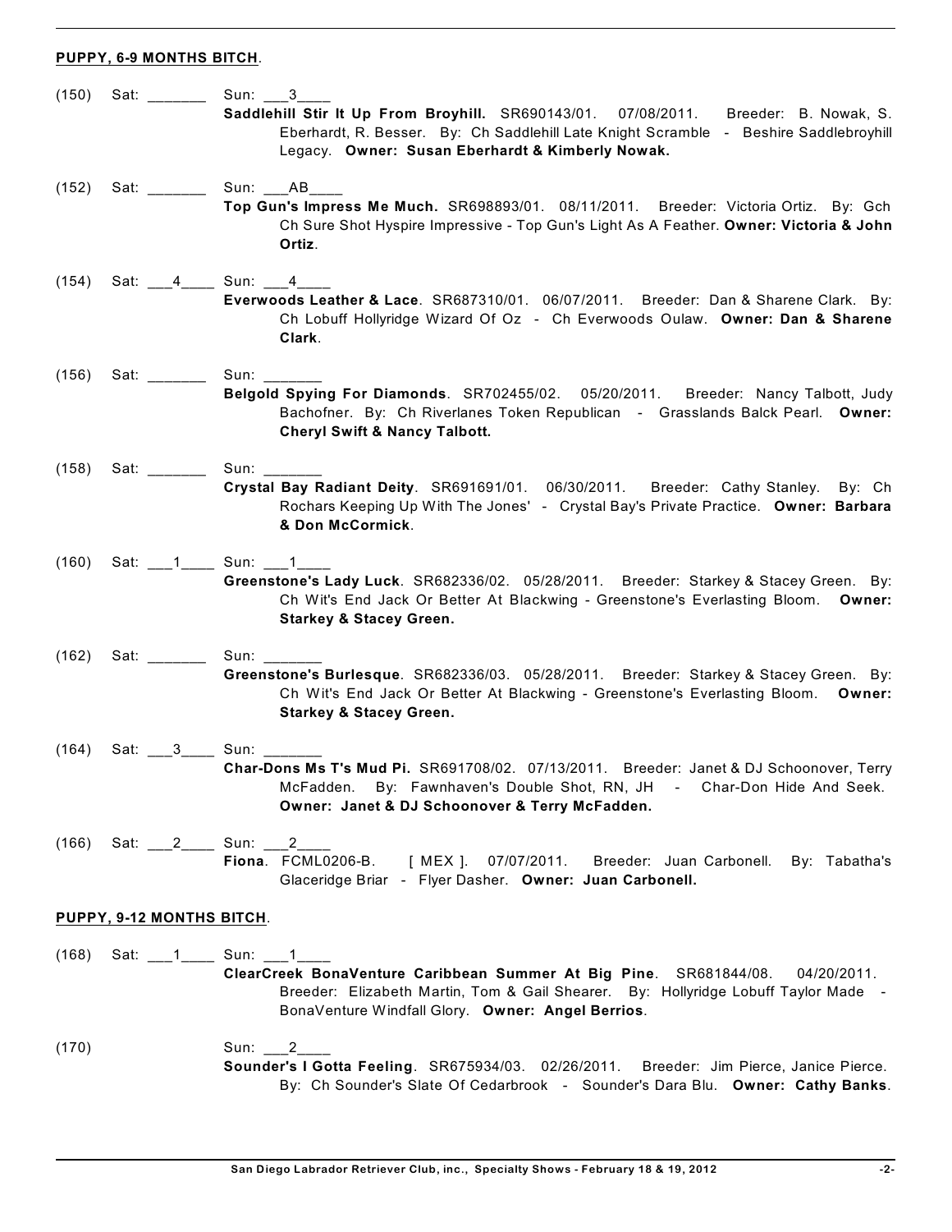**PUPPY, 6-9 MONTHS BITCH**.

(150) Sat: _______ Sun: ___3____
**Saddlehill Stir It Up From Broyhill.** SR690143/01. 07/08/2011. Breeder: B. Nowak, S. Eberhardt, R. Besser. By: Ch Saddlehill Late Knight Scramble - Beshire Saddlebroyhill Legacy. **Owner: Susan Eberhardt & Kimberly Nowak.**

(152) Sat: _______ Sun: ___AB____
**Top Gun's Impress Me Much.** SR698893/01. 08/11/2011. Breeder: Victoria Ortiz. By: Gch Ch Sure Shot Hyspire Impressive - Top Gun's Light As A Feather. **Owner: Victoria & John Ortiz**.

(154) Sat: ___4____ Sun: ___4____
**Everwoods Leather & Lace**. SR687310/01. 06/07/2011. Breeder: Dan & Sharene Clark. By: Ch Lobuff Hollyridge Wizard Of Oz - Ch Everwoods Oulaw. **Owner: Dan & Sharene Clark**.

(156) Sat: _______ Sun: _______
**Belgold Spying For Diamonds**. SR702455/02. 05/20/2011. Breeder: Nancy Talbott, Judy Bachofner. By: Ch Riverlanes Token Republican - Grasslands Balck Pearl. **Owner: Cheryl Swift & Nancy Talbott.**

(158) Sat: _______ Sun: _______
**Crystal Bay Radiant Deity**. SR691691/01. 06/30/2011. Breeder: Cathy Stanley. By: Ch Rochars Keeping Up With The Jones' - Crystal Bay's Private Practice. **Owner: Barbara & Don McCormick**.

(160) Sat: ___1____ Sun: ___1____
**Greenstone's Lady Luck**. SR682336/02. 05/28/2011. Breeder: Starkey & Stacey Green. By: Ch Wit's End Jack Or Better At Blackwing - Greenstone's Everlasting Bloom. **Owner: Starkey & Stacey Green.**

(162) Sat: _______ Sun: _______
**Greenstone's Burlesque**. SR682336/03. 05/28/2011. Breeder: Starkey & Stacey Green. By: Ch Wit's End Jack Or Better At Blackwing - Greenstone's Everlasting Bloom. **Owner: Starkey & Stacey Green.**

(164) Sat: ___3____ Sun: _______
**Char-Dons Ms T's Mud Pi.** SR691708/02. 07/13/2011. Breeder: Janet & DJ Schoonover, Terry McFadden. By: Fawnhaven's Double Shot, RN, JH - Char-Don Hide And Seek. **Owner: Janet & DJ Schoonover & Terry McFadden.**

(166) Sat: ___2____ Sun: ___2____
**Fiona**. FCML0206-B. [ MEX ]. 07/07/2011. Breeder: Juan Carbonell. By: Tabatha's Glaceridge Briar - Flyer Dasher. **Owner: Juan Carbonell.**

**PUPPY, 9-12 MONTHS BITCH**.

(168) Sat: ___1____ Sun: ___1____
**ClearCreek BonaVenture Caribbean Summer At Big Pine**. SR681844/08. 04/20/2011. Breeder: Elizabeth Martin, Tom & Gail Shearer. By: Hollyridge Lobuff Taylor Made - BonaVenture Windfall Glory. **Owner: Angel Berrios**.

(170) Sun: ___2____
**Sounder's I Gotta Feeling**. SR675934/03. 02/26/2011. Breeder: Jim Pierce, Janice Pierce. By: Ch Sounder's Slate Of Cedarbrook - Sounder's Dara Blu. **Owner: Cathy Banks**.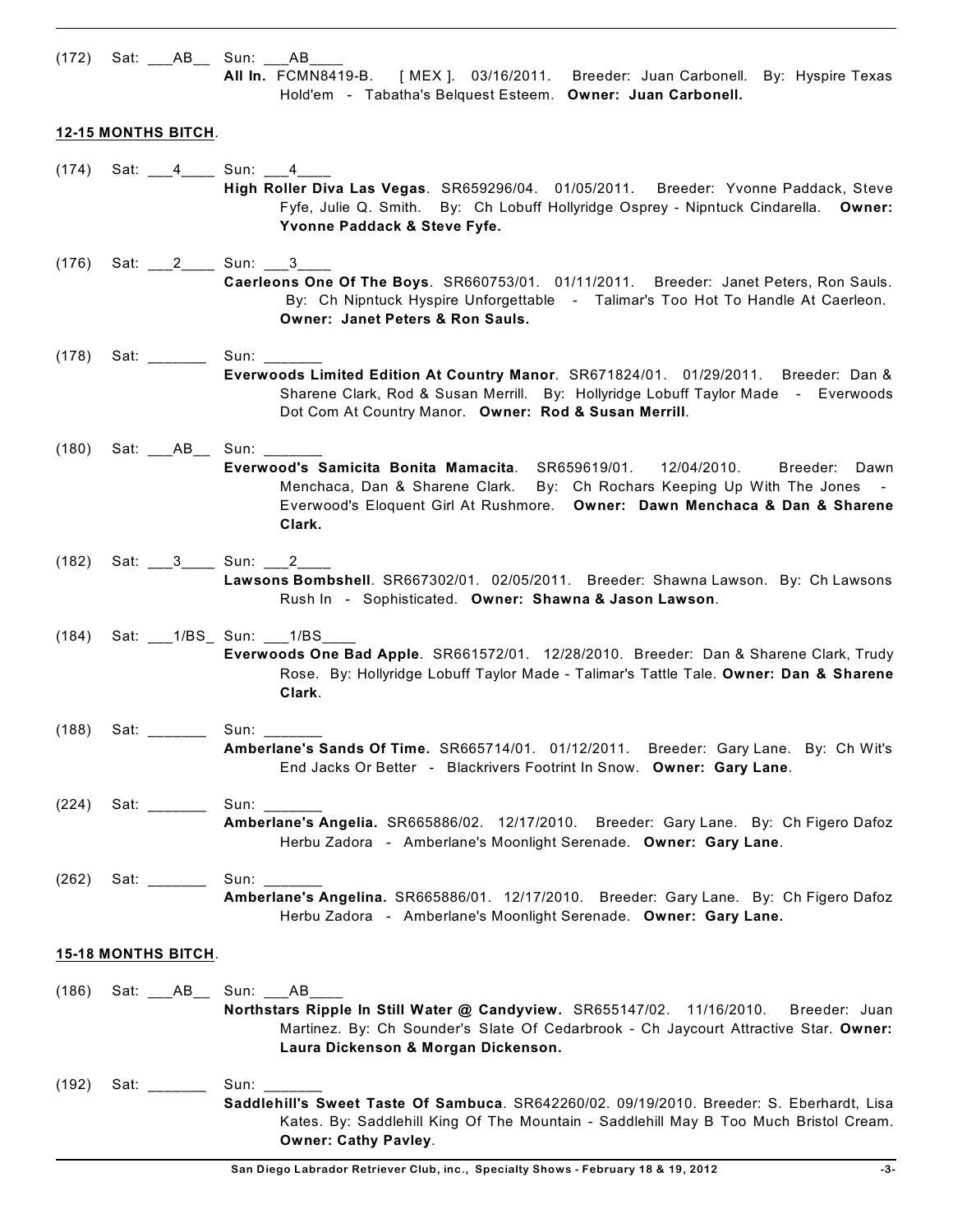(172) Sat: ___AB__ Sun: ___AB____
**All In.** FCMN8419-B. [ MEX ]. 03/16/2011. Breeder: Juan Carbonell. By: Hyspire Texas Hold'em - Tabatha's Belquest Esteem. **Owner: Juan Carbonell.**

**12-15 MONTHS BITCH**.

(174) Sat: ___4____ Sun: ___4____
**High Roller Diva Las Vegas**. SR659296/04. 01/05/2011. Breeder: Yvonne Paddack, Steve Fyfe, Julie Q. Smith. By: Ch Lobuff Hollyridge Osprey - Nipntuck Cindarella. **Owner: Yvonne Paddack & Steve Fyfe.**

(176) Sat: ___2____ Sun: ___3____
**Caerleons One Of The Boys**. SR660753/01. 01/11/2011. Breeder: Janet Peters, Ron Sauls. By: Ch Nipntuck Hyspire Unforgettable - Talimar's Too Hot To Handle At Caerleon. **Owner: Janet Peters & Ron Sauls.**

(178) Sat: _______ Sun: _______
**Everwoods Limited Edition At Country Manor**. SR671824/01. 01/29/2011. Breeder: Dan & Sharene Clark, Rod & Susan Merrill. By: Hollyridge Lobuff Taylor Made - Everwoods Dot Com At Country Manor. **Owner: Rod & Susan Merrill**.

(180) Sat: ___AB__ Sun: _______
**Everwood's Samicita Bonita Mamacita**. SR659619/01. 12/04/2010. Breeder: Dawn Menchaca, Dan & Sharene Clark. By: Ch Rochars Keeping Up With The Jones - Everwood's Eloquent Girl At Rushmore. **Owner: Dawn Menchaca & Dan & Sharene Clark.**

(182) Sat: ___3____ Sun: ___2____
**Lawsons Bombshell**. SR667302/01. 02/05/2011. Breeder: Shawna Lawson. By: Ch Lawsons Rush In - Sophisticated. **Owner: Shawna & Jason Lawson**.

(184) Sat: ___1/BS_ Sun: ___1/BS____
**Everwoods One Bad Apple**. SR661572/01. 12/28/2010. Breeder: Dan & Sharene Clark, Trudy Rose. By: Hollyridge Lobuff Taylor Made - Talimar's Tattle Tale. **Owner: Dan & Sharene Clark**.

(188) Sat: _______ Sun: _______
**Amberlane's Sands Of Time.** SR665714/01. 01/12/2011. Breeder: Gary Lane. By: Ch Wit's End Jacks Or Better - Blackrivers Footrint In Snow. **Owner: Gary Lane**.

(224) Sat: _______ Sun: _______
**Amberlane's Angelia.** SR665886/02. 12/17/2010. Breeder: Gary Lane. By: Ch Figero Dafoz Herbu Zadora - Amberlane's Moonlight Serenade. **Owner: Gary Lane**.

(262) Sat: _______ Sun: _______
**Amberlane's Angelina.** SR665886/01. 12/17/2010. Breeder: Gary Lane. By: Ch Figero Dafoz Herbu Zadora - Amberlane's Moonlight Serenade. **Owner: Gary Lane.**

**15-18 MONTHS BITCH**.

(186) Sat: ___AB__ Sun: ___AB____
**Northstars Ripple In Still Water @ Candyview.** SR655147/02. 11/16/2010. Breeder: Juan Martinez. By: Ch Sounder's Slate Of Cedarbrook - Ch Jaycourt Attractive Star. **Owner: Laura Dickenson & Morgan Dickenson.**

(192) Sat: _______ Sun: _______
**Saddlehill's Sweet Taste Of Sambuca**. SR642260/02. 09/19/2010. Breeder: S. Eberhardt, Lisa Kates. By: Saddlehill King Of The Mountain - Saddlehill May B Too Much Bristol Cream. **Owner: Cathy Pavley**.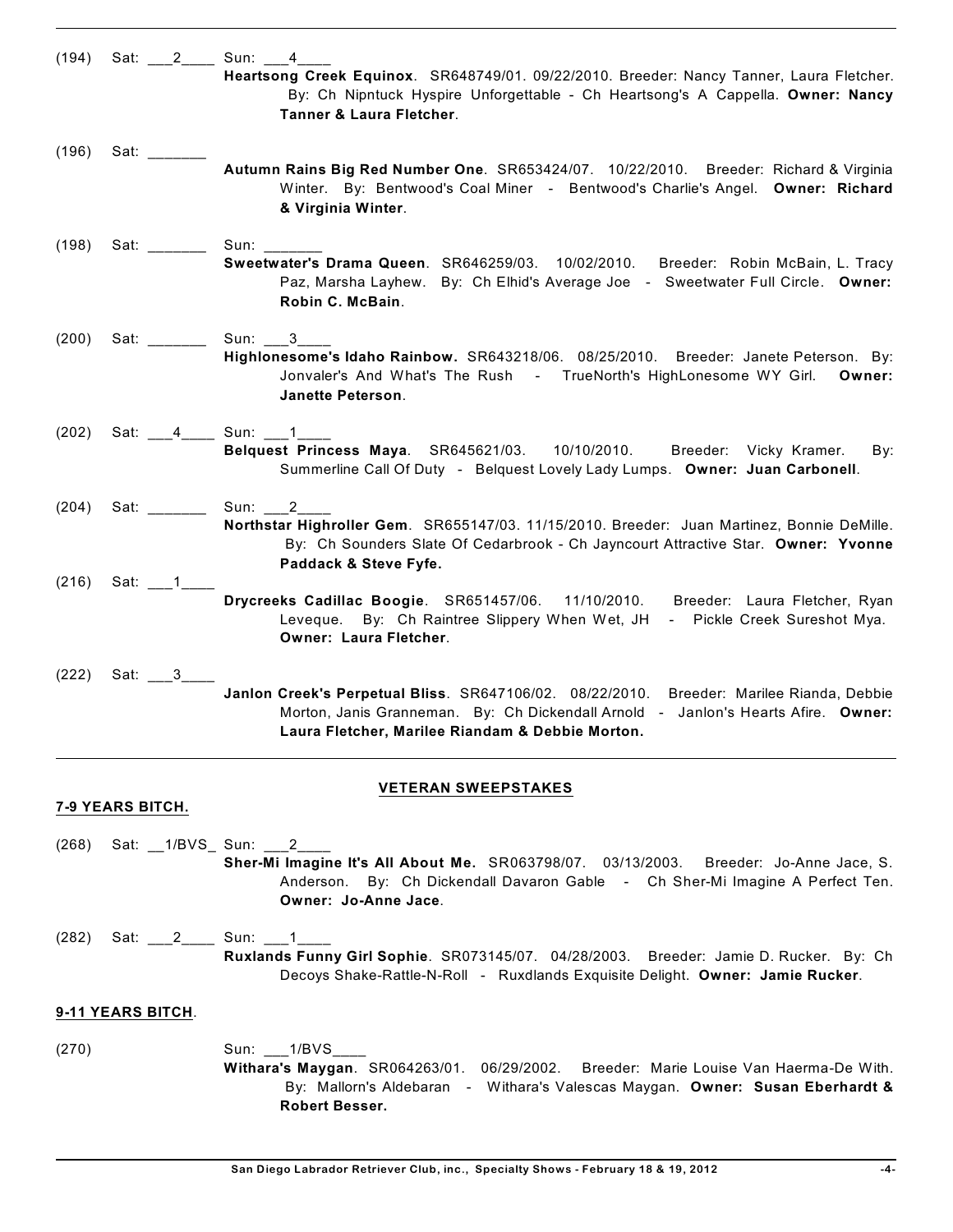(194) Sat: ___2____ Sun: ___4____

**Heartsong Creek Equinox**. SR648749/01. 09/22/2010. Breeder: Nancy Tanner, Laura Fletcher. By: Ch Nipntuck Hyspire Unforgettable - Ch Heartsong's A Cappella. **Owner: Nancy Tanner & Laura Fletcher**.

(196) Sat: _______

**Autumn Rains Big Red Number One**. SR653424/07. 10/22/2010. Breeder: Richard & Virginia Winter. By: Bentwood's Coal Miner - Bentwood's Charlie's Angel. **Owner: Richard & Virginia Winter**.

(198) Sat: _______ Sun: _______

**Sweetwater's Drama Queen**. SR646259/03. 10/02/2010. Breeder: Robin McBain, L. Tracy Paz, Marsha Layhew. By: Ch Elhid's Average Joe - Sweetwater Full Circle. **Owner: Robin C. McBain**.

(200) Sat: _______ Sun: ___3____

**Highlonesome's Idaho Rainbow.** SR643218/06. 08/25/2010. Breeder: Janete Peterson. By: Jonvaler's And What's The Rush - TrueNorth's HighLonesome WY Girl. **Owner: Janette Peterson**.

(202) Sat: ___4____ Sun: ___1____

**Belquest Princess Maya**. SR645621/03. 10/10/2010. Breeder: Vicky Kramer. By: Summerline Call Of Duty - Belquest Lovely Lady Lumps. **Owner: Juan Carbonell**.

(204) Sat: _______ Sun: ___2____

**Northstar Highroller Gem**. SR655147/03. 11/15/2010. Breeder: Juan Martinez, Bonnie DeMille. By: Ch Sounders Slate Of Cedarbrook - Ch Jayncourt Attractive Star. **Owner: Yvonne Paddack & Steve Fyfe.**

(216) Sat: ___1____

**Drycreeks Cadillac Boogie**. SR651457/06. 11/10/2010. Breeder: Laura Fletcher, Ryan Leveque. By: Ch Raintree Slippery When Wet, JH - Pickle Creek Sureshot Mya. **Owner: Laura Fletcher**.

(222) Sat: ___3____

**Janlon Creek's Perpetual Bliss**. SR647106/02. 08/22/2010. Breeder: Marilee Rianda, Debbie Morton, Janis Granneman. By: Ch Dickendall Arnold - Janlon's Hearts Afire. **Owner: Laura Fletcher, Marilee Riandam & Debbie Morton.**

---

## VETERAN SWEEPSTAKES

**7-9 YEARS BITCH.**

(268) Sat: __1/BVS_ Sun: ___2____

**Sher-Mi Imagine It's All About Me.** SR063798/07. 03/13/2003. Breeder: Jo-Anne Jace, S. Anderson. By: Ch Dickendall Davaron Gable - Ch Sher-Mi Imagine A Perfect Ten. **Owner: Jo-Anne Jace**.

(282) Sat: ___2____ Sun: ___1____

**Ruxlands Funny Girl Sophie**. SR073145/07. 04/28/2003. Breeder: Jamie D. Rucker. By: Ch Decoys Shake-Rattle-N-Roll - Ruxdlands Exquisite Delight. **Owner: Jamie Rucker**.

**9-11 YEARS BITCH**.

(270) Sun: ___1/BVS____

**Withara's Maygan**. SR064263/01. 06/29/2002. Breeder: Marie Louise Van Haerma-De With. By: Mallorn's Aldebaran - Withara's Valescas Maygan. **Owner: Susan Eberhardt & Robert Besser.**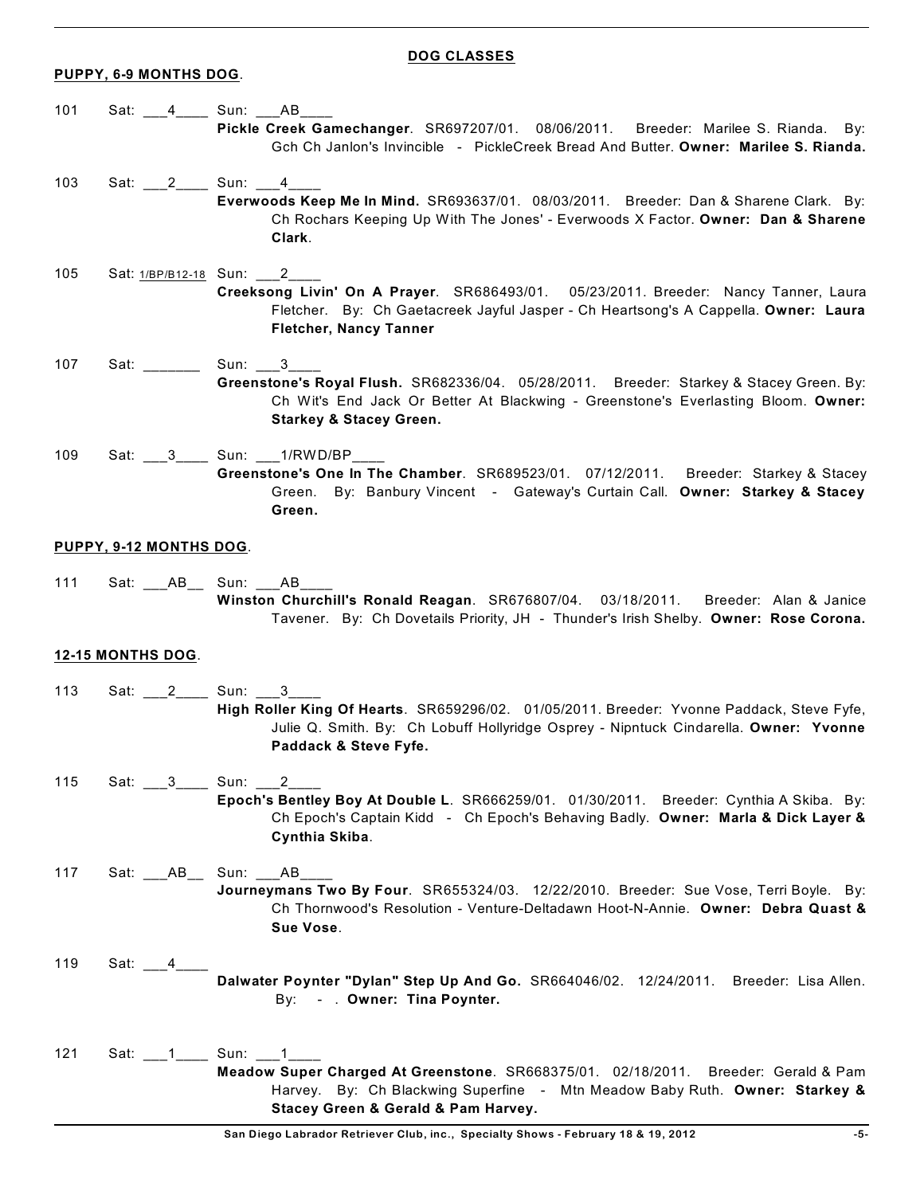## DOG CLASSES

**PUPPY, 6-9 MONTHS DOG**.

101 Sat: ___4____ Sun: ___AB____
**Pickle Creek Gamechanger**. SR697207/01. 08/06/2011. Breeder: Marilee S. Rianda. By: Gch Ch Janlon's Invincible - PickleCreek Bread And Butter. **Owner: Marilee S. Rianda.**

103 Sat: ___2____ Sun: ___4____
**Everwoods Keep Me In Mind.** SR693637/01. 08/03/2011. Breeder: Dan & Sharene Clark. By: Ch Rochars Keeping Up With The Jones' - Everwoods X Factor. **Owner: Dan & Sharene Clark**.

105 Sat: 1/BP/B12-18 Sun: ___2____
**Creeksong Livin' On A Prayer**. SR686493/01. 05/23/2011. Breeder: Nancy Tanner, Laura Fletcher. By: Ch Gaetacreek Jayful Jasper - Ch Heartsong's A Cappella. **Owner: Laura Fletcher, Nancy Tanner**

107 Sat: _______ Sun: ___3____
**Greenstone's Royal Flush.** SR682336/04. 05/28/2011. Breeder: Starkey & Stacey Green. By: Ch Wit's End Jack Or Better At Blackwing - Greenstone's Everlasting Bloom. **Owner: Starkey & Stacey Green.**

109 Sat: ___3____ Sun: ___1/RWD/BP____
**Greenstone's One In The Chamber**. SR689523/01. 07/12/2011. Breeder: Starkey & Stacey Green. By: Banbury Vincent - Gateway's Curtain Call. **Owner: Starkey & Stacey Green.**

**PUPPY, 9-12 MONTHS DOG**.

111 Sat: ___AB__ Sun: ___AB____
**Winston Churchill's Ronald Reagan**. SR676807/04. 03/18/2011. Breeder: Alan & Janice Tavener. By: Ch Dovetails Priority, JH - Thunder's Irish Shelby. **Owner: Rose Corona.**

**12-15 MONTHS DOG**.

113 Sat: ___2____ Sun: ___3____
**High Roller King Of Hearts**. SR659296/02. 01/05/2011. Breeder: Yvonne Paddack, Steve Fyfe, Julie Q. Smith. By: Ch Lobuff Hollyridge Osprey - Nipntuck Cindarella. **Owner: Yvonne Paddack & Steve Fyfe.**

115 Sat: ___3____ Sun: ___2____
**Epoch's Bentley Boy At Double L**. SR666259/01. 01/30/2011. Breeder: Cynthia A Skiba. By: Ch Epoch's Captain Kidd - Ch Epoch's Behaving Badly. **Owner: Marla & Dick Layer & Cynthia Skiba**.

117 Sat: ___AB__ Sun: ___AB____
**Journeymans Two By Four**. SR655324/03. 12/22/2010. Breeder: Sue Vose, Terri Boyle. By: Ch Thornwood's Resolution - Venture-Deltadawn Hoot-N-Annie. **Owner: Debra Quast & Sue Vose**.

119 Sat: ___4____
**Dalwater Poynter "Dylan" Step Up And Go.** SR664046/02. 12/24/2011. Breeder: Lisa Allen. By: - . **Owner: Tina Poynter.**

121 Sat: ___1____ Sun: ___1____
**Meadow Super Charged At Greenstone**. SR668375/01. 02/18/2011. Breeder: Gerald & Pam Harvey. By: Ch Blackwing Superfine - Mtn Meadow Baby Ruth. **Owner: Starkey & Stacey Green & Gerald & Pam Harvey.**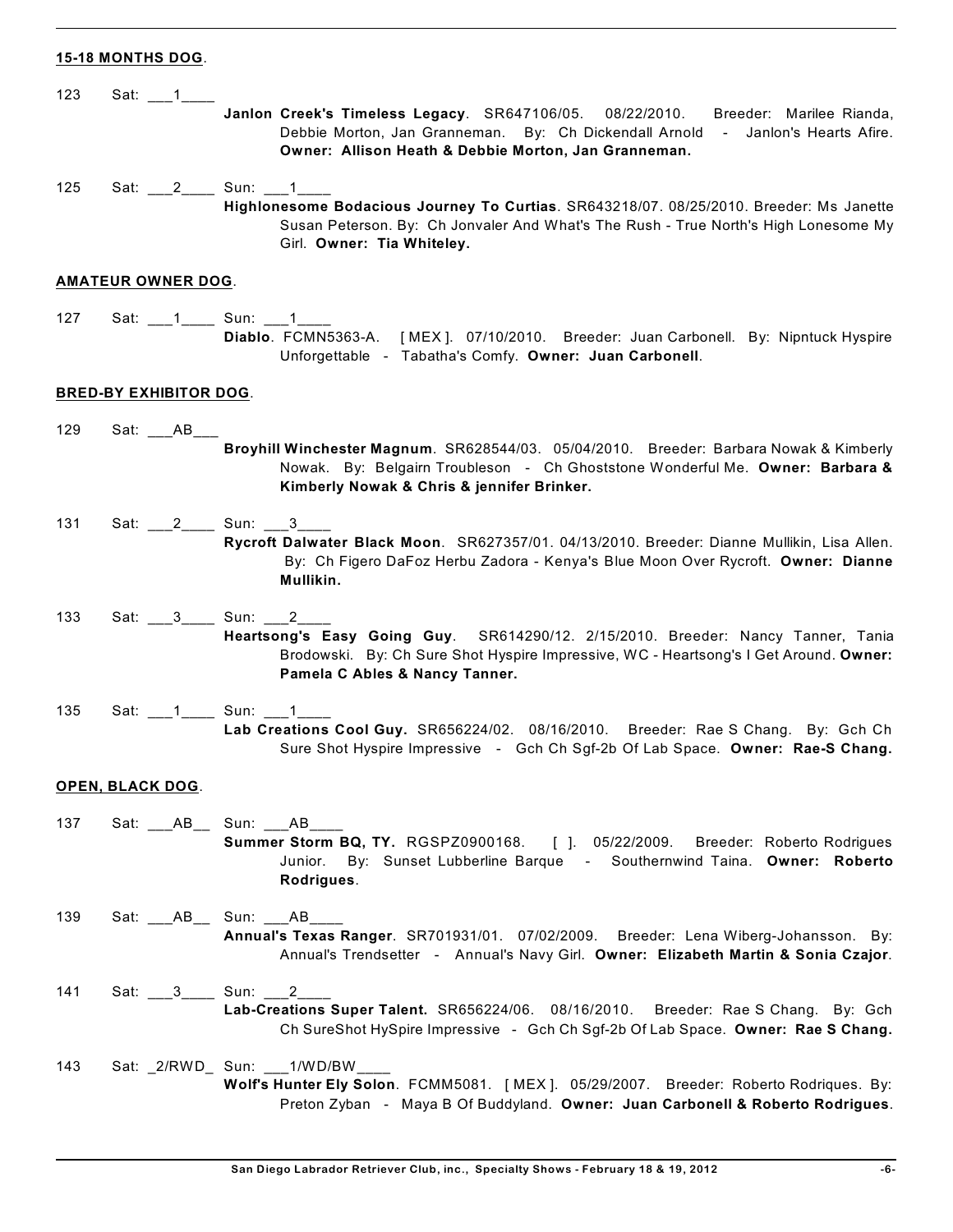**15-18 MONTHS DOG**.

123 Sat: ___1____

**Janlon Creek's Timeless Legacy**. SR647106/05. 08/22/2010. Breeder: Marilee Rianda, Debbie Morton, Jan Granneman. By: Ch Dickendall Arnold - Janlon's Hearts Afire. **Owner: Allison Heath & Debbie Morton, Jan Granneman.**

125 Sat: ___2____ Sun: ___1____

**Highlonesome Bodacious Journey To Curtias**. SR643218/07. 08/25/2010. Breeder: Ms Janette Susan Peterson. By: Ch Jonvaler And What's The Rush - True North's High Lonesome My Girl. **Owner: Tia Whiteley.**

**AMATEUR OWNER DOG**.

127 Sat: ___1____ Sun: ___1____

**Diablo**. FCMN5363-A. [ MEX ]. 07/10/2010. Breeder: Juan Carbonell. By: Nipntuck Hyspire Unforgettable - Tabatha's Comfy. **Owner: Juan Carbonell**.

**BRED-BY EXHIBITOR DOG**.

129 Sat: ___AB___

**Broyhill Winchester Magnum**. SR628544/03. 05/04/2010. Breeder: Barbara Nowak & Kimberly Nowak. By: Belgairn Troubleson - Ch Ghoststone Wonderful Me. **Owner: Barbara & Kimberly Nowak & Chris & jennifer Brinker.**

131 Sat: ___2____ Sun: ___3____

**Rycroft Dalwater Black Moon**. SR627357/01. 04/13/2010. Breeder: Dianne Mullikin, Lisa Allen. By: Ch Figero DaFoz Herbu Zadora - Kenya's Blue Moon Over Rycroft. **Owner: Dianne Mullikin.**

133 Sat: ___3____ Sun: ___2____

**Heartsong's Easy Going Guy**. SR614290/12. 2/15/2010. Breeder: Nancy Tanner, Tania Brodowski. By: Ch Sure Shot Hyspire Impressive, WC - Heartsong's I Get Around. **Owner: Pamela C Ables & Nancy Tanner.**

135 Sat: ___1____ Sun: ___1____

**Lab Creations Cool Guy.** SR656224/02. 08/16/2010. Breeder: Rae S Chang. By: Gch Ch Sure Shot Hyspire Impressive - Gch Ch Sgf-2b Of Lab Space. **Owner: Rae-S Chang.**

**OPEN, BLACK DOG**.

137 Sat: ___AB__ Sun: ___AB____

**Summer Storm BQ, TY.** RGSPZ0900168. [ ]. 05/22/2009. Breeder: Roberto Rodrigues Junior. By: Sunset Lubberline Barque - Southernwind Taina. **Owner: Roberto Rodrigues**.

139 Sat: ___AB__ Sun: ___AB____

**Annual's Texas Ranger**. SR701931/01. 07/02/2009. Breeder: Lena Wiberg-Johansson. By: Annual's Trendsetter - Annual's Navy Girl. **Owner: Elizabeth Martin & Sonia Czajor**.

141 Sat: ___3____ Sun: ___2____

**Lab-Creations Super Talent.** SR656224/06. 08/16/2010. Breeder: Rae S Chang. By: Gch Ch SureShot HySpire Impressive - Gch Ch Sgf-2b Of Lab Space. **Owner: Rae S Chang.**

143 Sat: _2/RWD_ Sun: ___1/WD/BW____

**Wolf's Hunter Ely Solon**. FCMM5081. [ MEX ]. 05/29/2007. Breeder: Roberto Rodriques. By: Preton Zyban - Maya B Of Buddyland. **Owner: Juan Carbonell & Roberto Rodrigues**.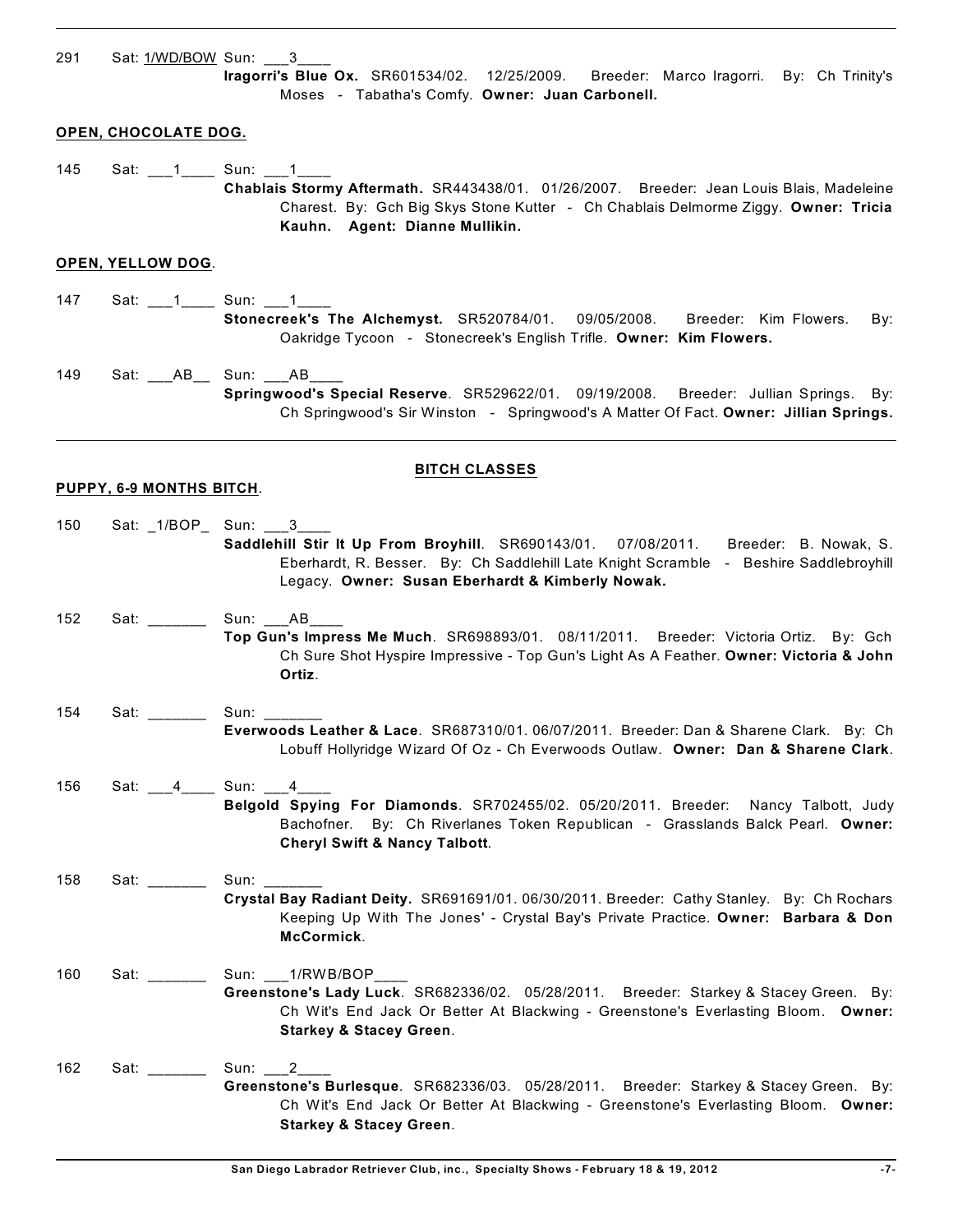291 Sat: 1/WD/BOW Sun: ___3____
**Iragorri's Blue Ox.** SR601534/02. 12/25/2009. Breeder: Marco Iragorri. By: Ch Trinity's Moses - Tabatha's Comfy. **Owner: Juan Carbonell.**

**OPEN, CHOCOLATE DOG.**

145 Sat: ___1____ Sun: ___1____
**Chablais Stormy Aftermath.** SR443438/01. 01/26/2007. Breeder: Jean Louis Blais, Madeleine Charest. By: Gch Big Skys Stone Kutter - Ch Chablais Delmorme Ziggy. **Owner: Tricia Kauhn. Agent: Dianne Mullikin.**

**OPEN, YELLOW DOG.**

147 Sat: ___1____ Sun: ___1____
**Stonecreek's The Alchemyst.** SR520784/01. 09/05/2008. Breeder: Kim Flowers. By: Oakridge Tycoon - Stonecreek's English Trifle. **Owner: Kim Flowers.**

149 Sat: ___AB__ Sun: ___AB____
**Springwood's Special Reserve**. SR529622/01. 09/19/2008. Breeder: Jullian Springs. By: Ch Springwood's Sir Winston - Springwood's A Matter Of Fact. **Owner: Jillian Springs.**

---

**BITCH CLASSES**

**PUPPY, 6-9 MONTHS BITCH.**

150 Sat: _1/BOP_ Sun: ___3____
**Saddlehill Stir It Up From Broyhill**. SR690143/01. 07/08/2011. Breeder: B. Nowak, S. Eberhardt, R. Besser. By: Ch Saddlehill Late Knight Scramble - Beshire Saddlebroyhill Legacy. **Owner: Susan Eberhardt & Kimberly Nowak.**

152 Sat: _______ Sun: ___AB____
**Top Gun's Impress Me Much**. SR698893/01. 08/11/2011. Breeder: Victoria Ortiz. By: Gch Ch Sure Shot Hyspire Impressive - Top Gun's Light As A Feather. **Owner: Victoria & John Ortiz**.

154 Sat: _______ Sun: _______
**Everwoods Leather & Lace**. SR687310/01. 06/07/2011. Breeder: Dan & Sharene Clark. By: Ch Lobuff Hollyridge Wizard Of Oz - Ch Everwoods Outlaw. **Owner: Dan & Sharene Clark**.

156 Sat: ___4____ Sun: ___4____
**Belgold Spying For Diamonds**. SR702455/02. 05/20/2011. Breeder: Nancy Talbott, Judy Bachofner. By: Ch Riverlanes Token Republican - Grasslands Balck Pearl. **Owner: Cheryl Swift & Nancy Talbott**.

158 Sat: _______ Sun: _______
**Crystal Bay Radiant Deity.** SR691691/01. 06/30/2011. Breeder: Cathy Stanley. By: Ch Rochars Keeping Up With The Jones' - Crystal Bay's Private Practice. **Owner: Barbara & Don McCormick**.

160 Sat: _______ Sun: ___1/RWB/BOP____
**Greenstone's Lady Luck**. SR682336/02. 05/28/2011. Breeder: Starkey & Stacey Green. By: Ch Wit's End Jack Or Better At Blackwing - Greenstone's Everlasting Bloom. **Owner: Starkey & Stacey Green**.

162 Sat: _______ Sun: ___2____
**Greenstone's Burlesque**. SR682336/03. 05/28/2011. Breeder: Starkey & Stacey Green. By: Ch Wit's End Jack Or Better At Blackwing - Greenstone's Everlasting Bloom. **Owner: Starkey & Stacey Green**.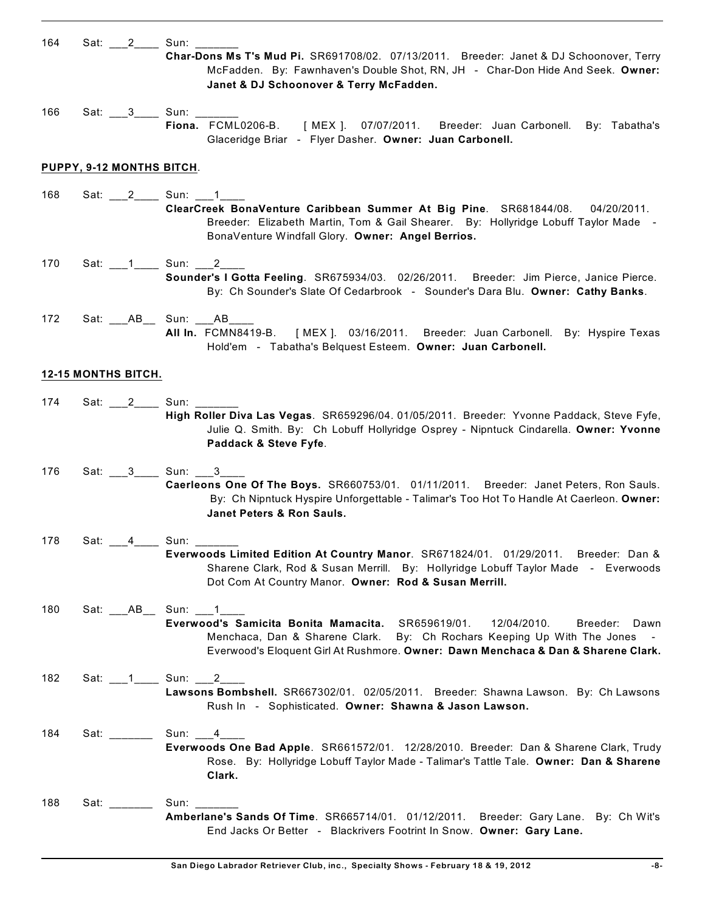164 Sat: ___2____ Sun: _______

**Char-Dons Ms T's Mud Pi.** SR691708/02. 07/13/2011. Breeder: Janet & DJ Schoonover, Terry McFadden. By: Fawnhaven's Double Shot, RN, JH - Char-Don Hide And Seek. **Owner: Janet & DJ Schoonover & Terry McFadden.**

166 Sat: ___3____ Sun: _______

**Fiona.** FCML0206-B. [ MEX ]. 07/07/2011. Breeder: Juan Carbonell. By: Tabatha's Glaceridge Briar - Flyer Dasher. **Owner: Juan Carbonell.**

**PUPPY, 9-12 MONTHS BITCH**.

168 Sat: ___2____ Sun: ___1____

**ClearCreek BonaVenture Caribbean Summer At Big Pine**. SR681844/08. 04/20/2011. Breeder: Elizabeth Martin, Tom & Gail Shearer. By: Hollyridge Lobuff Taylor Made - BonaVenture Windfall Glory. **Owner: Angel Berrios.**

170 Sat: ___1____ Sun: ___2____

**Sounder's I Gotta Feeling**. SR675934/03. 02/26/2011. Breeder: Jim Pierce, Janice Pierce. By: Ch Sounder's Slate Of Cedarbrook - Sounder's Dara Blu. **Owner: Cathy Banks**.

172 Sat: ___AB__ Sun: ___AB____

**All In.** FCMN8419-B. [ MEX ]. 03/16/2011. Breeder: Juan Carbonell. By: Hyspire Texas Hold'em - Tabatha's Belquest Esteem. **Owner: Juan Carbonell.**

**12-15 MONTHS BITCH.**

174 Sat: ___2____ Sun: _______

**High Roller Diva Las Vegas**. SR659296/04. 01/05/2011. Breeder: Yvonne Paddack, Steve Fyfe, Julie Q. Smith. By: Ch Lobuff Hollyridge Osprey - Nipntuck Cindarella. **Owner: Yvonne Paddack & Steve Fyfe**.

176 Sat: ___3____ Sun: ___3____

**Caerleons One Of The Boys.** SR660753/01. 01/11/2011. Breeder: Janet Peters, Ron Sauls. By: Ch Nipntuck Hyspire Unforgettable - Talimar's Too Hot To Handle At Caerleon. **Owner: Janet Peters & Ron Sauls.**

178 Sat: ___4____ Sun: _______

**Everwoods Limited Edition At Country Manor**. SR671824/01. 01/29/2011. Breeder: Dan & Sharene Clark, Rod & Susan Merrill. By: Hollyridge Lobuff Taylor Made - Everwoods Dot Com At Country Manor. **Owner: Rod & Susan Merrill.**

180 Sat: ___AB__ Sun: ___1____

**Everwood's Samicita Bonita Mamacita.** SR659619/01. 12/04/2010. Breeder: Dawn Menchaca, Dan & Sharene Clark. By: Ch Rochars Keeping Up With The Jones - Everwood's Eloquent Girl At Rushmore. **Owner: Dawn Menchaca & Dan & Sharene Clark.**

182 Sat: ___1____ Sun: ___2____

**Lawsons Bombshell.** SR667302/01. 02/05/2011. Breeder: Shawna Lawson. By: Ch Lawsons Rush In - Sophisticated. **Owner: Shawna & Jason Lawson.**

184 Sat: _______ Sun: ___4____

**Everwoods One Bad Apple**. SR661572/01. 12/28/2010. Breeder: Dan & Sharene Clark, Trudy Rose. By: Hollyridge Lobuff Taylor Made - Talimar's Tattle Tale. **Owner: Dan & Sharene Clark.**

188 Sat: _______ Sun: _______

**Amberlane's Sands Of Time**. SR665714/01. 01/12/2011. Breeder: Gary Lane. By: Ch Wit's End Jacks Or Better - Blackrivers Footrint In Snow. **Owner: Gary Lane.**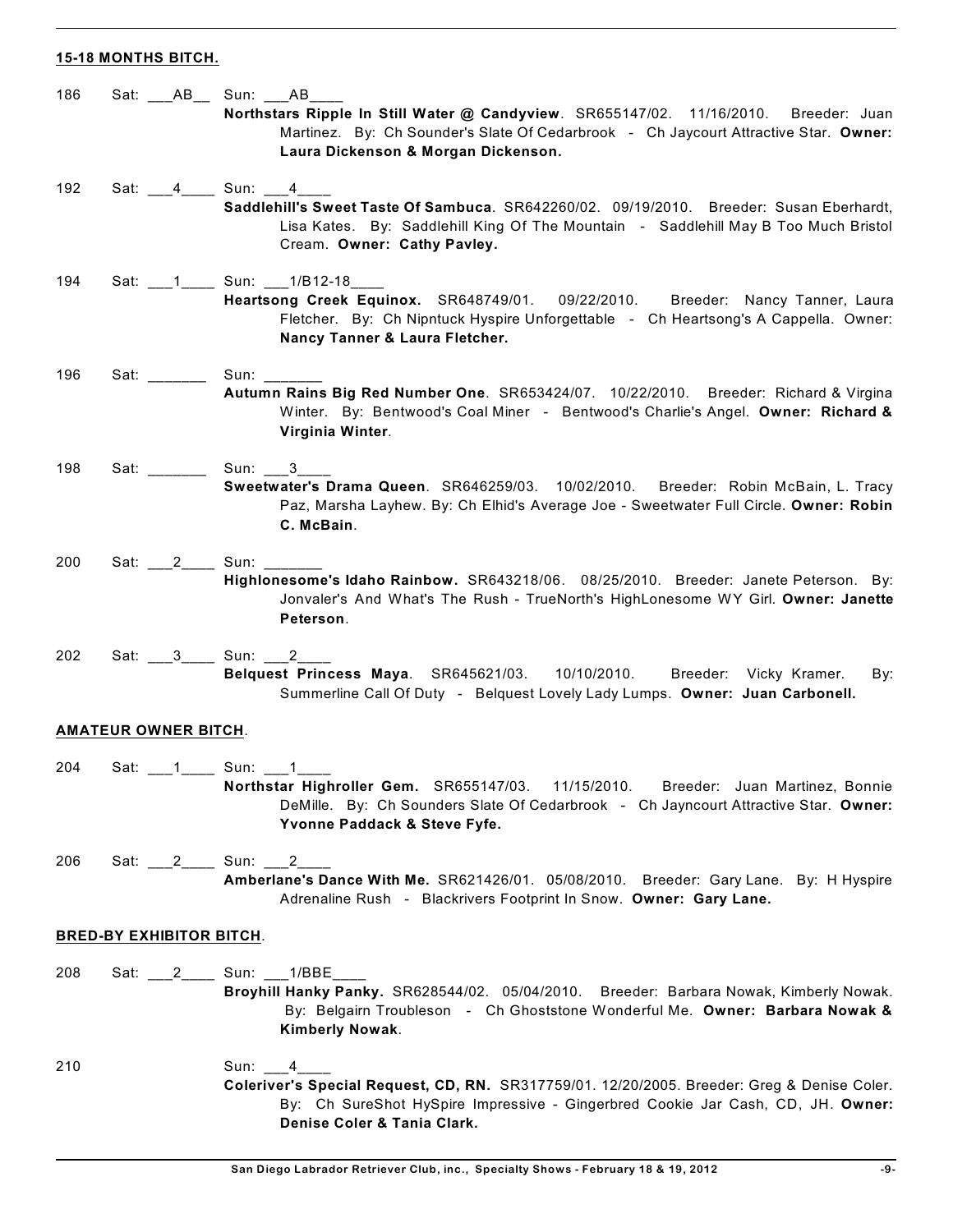**15-18 MONTHS BITCH.**

186 Sat: ___AB__ Sun: ___AB____
**Northstars Ripple In Still Water @ Candyview**. SR655147/02. 11/16/2010. Breeder: Juan Martinez. By: Ch Sounder's Slate Of Cedarbrook - Ch Jaycourt Attractive Star. **Owner: Laura Dickenson & Morgan Dickenson.**

192 Sat: ___4____ Sun: ___4____
**Saddlehill's Sweet Taste Of Sambuca**. SR642260/02. 09/19/2010. Breeder: Susan Eberhardt, Lisa Kates. By: Saddlehill King Of The Mountain - Saddlehill May B Too Much Bristol Cream. **Owner: Cathy Pavley.**

194 Sat: ___1____ Sun: ___1/B12-18____
**Heartsong Creek Equinox.** SR648749/01. 09/22/2010. Breeder: Nancy Tanner, Laura Fletcher. By: Ch Nipntuck Hyspire Unforgettable - Ch Heartsong's A Cappella. Owner: **Nancy Tanner & Laura Fletcher.**

196 Sat: _______ Sun: _______
**Autumn Rains Big Red Number One**. SR653424/07. 10/22/2010. Breeder: Richard & Virgina Winter. By: Bentwood's Coal Miner - Bentwood's Charlie's Angel. **Owner: Richard & Virginia Winter**.

198 Sat: _______ Sun: ___3____
**Sweetwater's Drama Queen**. SR646259/03. 10/02/2010. Breeder: Robin McBain, L. Tracy Paz, Marsha Layhew. By: Ch Elhid's Average Joe - Sweetwater Full Circle. **Owner: Robin C. McBain**.

200 Sat: ___2____ Sun: _______
**Highlonesome's Idaho Rainbow.** SR643218/06. 08/25/2010. Breeder: Janete Peterson. By: Jonvaler's And What's The Rush - TrueNorth's HighLonesome WY Girl. **Owner: Janette Peterson**.

202 Sat: ___3____ Sun: ___2____
**Belquest Princess Maya**. SR645621/03. 10/10/2010. Breeder: Vicky Kramer. By: Summerline Call Of Duty - Belquest Lovely Lady Lumps. **Owner: Juan Carbonell.**

**AMATEUR OWNER BITCH**.

204 Sat: ___1____ Sun: ___1____
**Northstar Highroller Gem.** SR655147/03. 11/15/2010. Breeder: Juan Martinez, Bonnie DeMille. By: Ch Sounders Slate Of Cedarbrook - Ch Jayncourt Attractive Star. **Owner: Yvonne Paddack & Steve Fyfe.**

206 Sat: ___2____ Sun: ___2____
**Amberlane's Dance With Me.** SR621426/01. 05/08/2010. Breeder: Gary Lane. By: H Hyspire Adrenaline Rush - Blackrivers Footprint In Snow. **Owner: Gary Lane.**

**BRED-BY EXHIBITOR BITCH**.

208 Sat: ___2____ Sun: ___1/BBE____
**Broyhill Hanky Panky.** SR628544/02. 05/04/2010. Breeder: Barbara Nowak, Kimberly Nowak. By: Belgairn Troubleson - Ch Ghoststone Wonderful Me. **Owner: Barbara Nowak & Kimberly Nowak**.

210 Sun: ___4____
**Coleriver's Special Request, CD, RN.** SR317759/01. 12/20/2005. Breeder: Greg & Denise Coler. By: Ch SureShot HySpire Impressive - Gingerbred Cookie Jar Cash, CD, JH. **Owner: Denise Coler & Tania Clark.**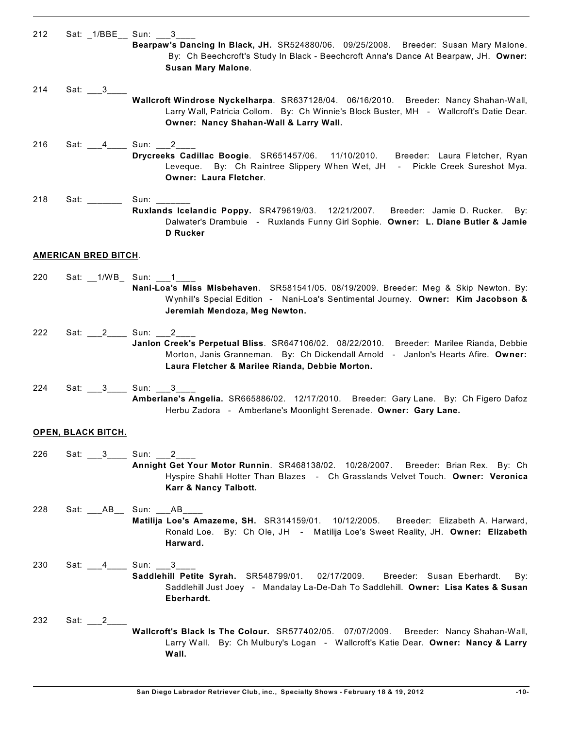212 Sat: _1/BBE__ Sun: ___3____
**Bearpaw's Dancing In Black, JH.** SR524880/06. 09/25/2008. Breeder: Susan Mary Malone. By: Ch Beechcroft's Study In Black - Beechcroft Anna's Dance At Bearpaw, JH. **Owner: Susan Mary Malone**.

214 Sat: ___3____
**Wallcroft Windrose Nyckelharpa**. SR637128/04. 06/16/2010. Breeder: Nancy Shahan-Wall, Larry Wall, Patricia Collom. By: Ch Winnie's Block Buster, MH - Wallcroft's Datie Dear. **Owner: Nancy Shahan-Wall & Larry Wall.**

216 Sat: ___4____ Sun: ___2____
**Drycreeks Cadillac Boogie**. SR651457/06. 11/10/2010. Breeder: Laura Fletcher, Ryan Leveque. By: Ch Raintree Slippery When Wet, JH - Pickle Creek Sureshot Mya. **Owner: Laura Fletcher**.

218 Sat: _______ Sun: _______
**Ruxlands Icelandic Poppy.** SR479619/03. 12/21/2007. Breeder: Jamie D. Rucker. By: Dalwater's Drambuie - Ruxlands Funny Girl Sophie. **Owner: L. Diane Butler & Jamie D Rucker**

**AMERICAN BRED BITCH**.

220 Sat: __1/WB_ Sun: ___1____
**Nani-Loa's Miss Misbehaven**. SR581541/05. 08/19/2009. Breeder: Meg & Skip Newton. By: Wynhill's Special Edition - Nani-Loa's Sentimental Journey. **Owner: Kim Jacobson & Jeremiah Mendoza, Meg Newton.**

222 Sat: ___2____ Sun: ___2____
**Janlon Creek's Perpetual Bliss**. SR647106/02. 08/22/2010. Breeder: Marilee Rianda, Debbie Morton, Janis Granneman. By: Ch Dickendall Arnold - Janlon's Hearts Afire. **Owner: Laura Fletcher & Marilee Rianda, Debbie Morton.**

224 Sat: ___3____ Sun: ___3____
**Amberlane's Angelia.** SR665886/02. 12/17/2010. Breeder: Gary Lane. By: Ch Figero Dafoz Herbu Zadora - Amberlane's Moonlight Serenade. **Owner: Gary Lane.**

**OPEN, BLACK BITCH.**

226 Sat: ___3____ Sun: ___2____
**Annight Get Your Motor Runnin**. SR468138/02. 10/28/2007. Breeder: Brian Rex. By: Ch Hyspire Shahli Hotter Than Blazes - Ch Grasslands Velvet Touch. **Owner: Veronica Karr & Nancy Talbott.**

228 Sat: ___AB__ Sun: ___AB____
**Matilija Loe's Amazeme, SH.** SR314159/01. 10/12/2005. Breeder: Elizabeth A. Harward, Ronald Loe. By: Ch Ole, JH - Matilija Loe's Sweet Reality, JH. **Owner: Elizabeth Harward.**

230 Sat: ___4____ Sun: ___3____
**Saddlehill Petite Syrah.** SR548799/01. 02/17/2009. Breeder: Susan Eberhardt. By: Saddlehill Just Joey - Mandalay La-De-Dah To Saddlehill. **Owner: Lisa Kates & Susan Eberhardt.**

232 Sat: ___2____
**Wallcroft's Black Is The Colour.** SR577402/05. 07/07/2009. Breeder: Nancy Shahan-Wall, Larry Wall. By: Ch Mulbury's Logan - Wallcroft's Katie Dear. **Owner: Nancy & Larry Wall.**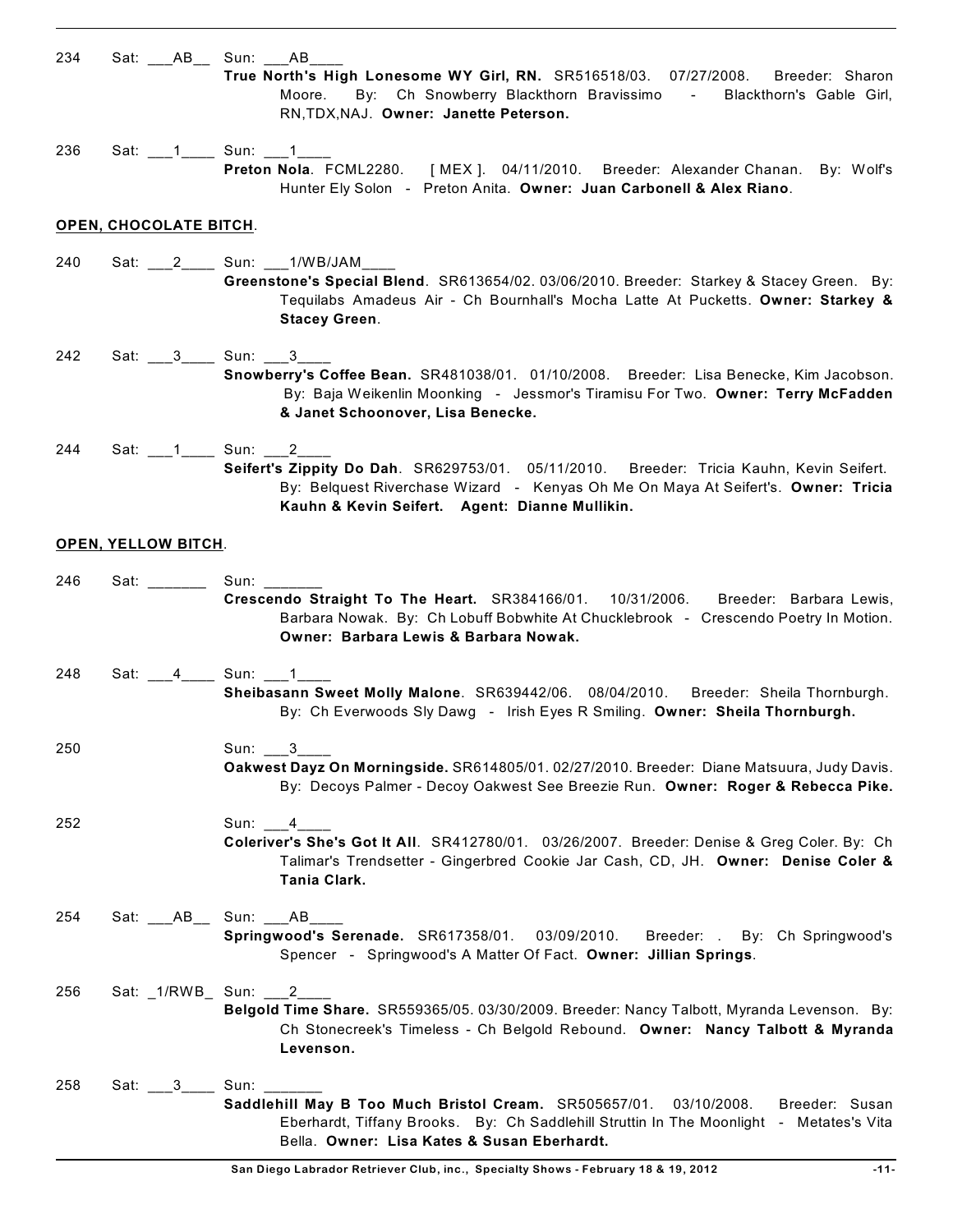234 Sat: ___AB__ Sun: ___AB____
**True North's High Lonesome WY Girl, RN.** SR516518/03. 07/27/2008. Breeder: Sharon Moore. By: Ch Snowberry Blackthorn Bravissimo - Blackthorn's Gable Girl, RN,TDX,NAJ. **Owner: Janette Peterson.**

236 Sat: ___1____ Sun: ___1____
**Preton Nola**. FCML2280. [ MEX ]. 04/11/2010. Breeder: Alexander Chanan. By: Wolf's Hunter Ely Solon - Preton Anita. **Owner: Juan Carbonell & Alex Riano**.

**OPEN, CHOCOLATE BITCH**.

240 Sat: ___2____ Sun: ___1/WB/JAM____
**Greenstone's Special Blend**. SR613654/02. 03/06/2010. Breeder: Starkey & Stacey Green. By: Tequilabs Amadeus Air - Ch Bournhall's Mocha Latte At Pucketts. **Owner: Starkey & Stacey Green**.

242 Sat: ___3____ Sun: ___3____
**Snowberry's Coffee Bean.** SR481038/01. 01/10/2008. Breeder: Lisa Benecke, Kim Jacobson. By: Baja Weikenlin Moonking - Jessmor's Tiramisu For Two. **Owner: Terry McFadden & Janet Schoonover, Lisa Benecke.**

244 Sat: ___1____ Sun: ___2____
**Seifert's Zippity Do Dah**. SR629753/01. 05/11/2010. Breeder: Tricia Kauhn, Kevin Seifert. By: Belquest Riverchase Wizard - Kenyas Oh Me On Maya At Seifert's. **Owner: Tricia Kauhn & Kevin Seifert. Agent: Dianne Mullikin.**

**OPEN, YELLOW BITCH**.

246 Sat: _______ Sun: _______
**Crescendo Straight To The Heart.** SR384166/01. 10/31/2006. Breeder: Barbara Lewis, Barbara Nowak. By: Ch Lobuff Bobwhite At Chucklebrook - Crescendo Poetry In Motion. **Owner: Barbara Lewis & Barbara Nowak.**

248 Sat: ___4____ Sun: ___1____
**Sheibasann Sweet Molly Malone**. SR639442/06. 08/04/2010. Breeder: Sheila Thornburgh. By: Ch Everwoods Sly Dawg - Irish Eyes R Smiling. **Owner: Sheila Thornburgh.**

250 Sun: ___3____
**Oakwest Dayz On Morningside.** SR614805/01. 02/27/2010. Breeder: Diane Matsuura, Judy Davis. By: Decoys Palmer - Decoy Oakwest See Breezie Run. **Owner: Roger & Rebecca Pike.**

252 Sun: ___4____
**Coleriver's She's Got It All**. SR412780/01. 03/26/2007. Breeder: Denise & Greg Coler. By: Ch Talimar's Trendsetter - Gingerbred Cookie Jar Cash, CD, JH. **Owner: Denise Coler & Tania Clark.**

254 Sat: ___AB__ Sun: ___AB____
**Springwood's Serenade.** SR617358/01. 03/09/2010. Breeder: . By: Ch Springwood's Spencer - Springwood's A Matter Of Fact. **Owner: Jillian Springs**.

256 Sat: _1/RWB_ Sun: ___2____
**Belgold Time Share.** SR559365/05. 03/30/2009. Breeder: Nancy Talbott, Myranda Levenson. By: Ch Stonecreek's Timeless - Ch Belgold Rebound. **Owner: Nancy Talbott & Myranda Levenson.**

258 Sat: ___3____ Sun: _______
**Saddlehill May B Too Much Bristol Cream.** SR505657/01. 03/10/2008. Breeder: Susan Eberhardt, Tiffany Brooks. By: Ch Saddlehill Struttin In The Moonlight - Metates's Vita Bella. **Owner: Lisa Kates & Susan Eberhardt.**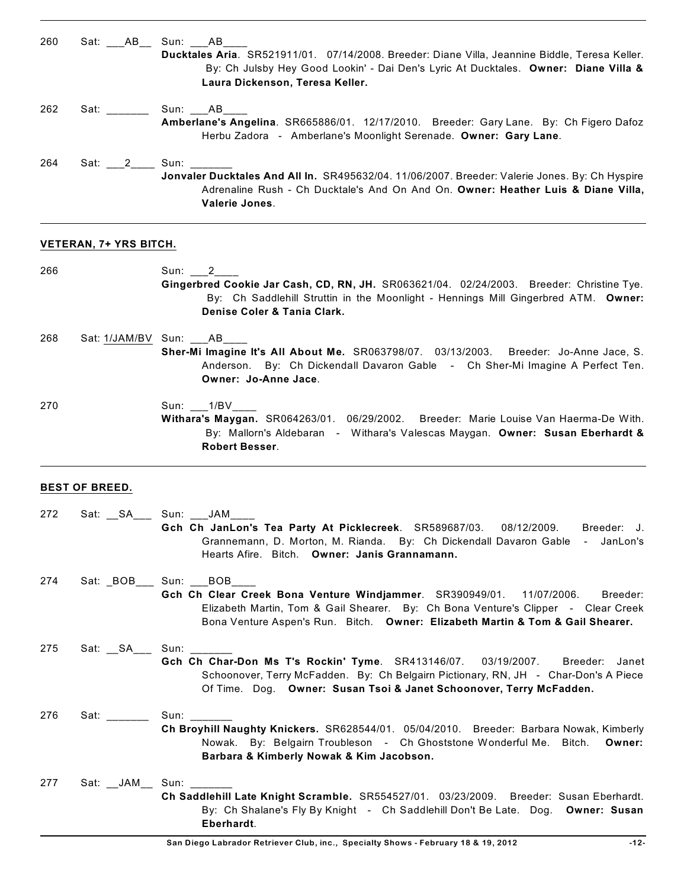260 Sat: ___AB__ Sun: ___AB____
**Ducktales Aria**. SR521911/01. 07/14/2008. Breeder: Diane Villa, Jeannine Biddle, Teresa Keller. By: Ch Julsby Hey Good Lookin' - Dai Den's Lyric At Ducktales. **Owner: Diane Villa & Laura Dickenson, Teresa Keller.**

262 Sat: _______ Sun: ___AB____
**Amberlane's Angelina**. SR665886/01. 12/17/2010. Breeder: Gary Lane. By: Ch Figero Dafoz Herbu Zadora - Amberlane's Moonlight Serenade. **Owner: Gary Lane**.

264 Sat: ___2____ Sun: _______
**Jonvaler Ducktales And All In.** SR495632/04. 11/06/2007. Breeder: Valerie Jones. By: Ch Hyspire Adrenaline Rush - Ch Ducktale's And On And On. **Owner: Heather Luis & Diane Villa, Valerie Jones**.

---

**VETERAN, 7+ YRS BITCH.**

266 Sun: ___2____
**Gingerbred Cookie Jar Cash, CD, RN, JH.** SR063621/04. 02/24/2003. Breeder: Christine Tye. By: Ch Saddlehill Struttin in the Moonlight - Hennings Mill Gingerbred ATM. **Owner: Denise Coler & Tania Clark.**

268 Sat: 1/JAM/BV Sun: ___AB____
**Sher-Mi Imagine It's All About Me.** SR063798/07. 03/13/2003. Breeder: Jo-Anne Jace, S. Anderson. By: Ch Dickendall Davaron Gable - Ch Sher-Mi Imagine A Perfect Ten. **Owner: Jo-Anne Jace**.

270 Sun: ___1/BV____
**Withara's Maygan.** SR064263/01. 06/29/2002. Breeder: Marie Louise Van Haerma-De With. By: Mallorn's Aldebaran - Withara's Valescas Maygan. **Owner: Susan Eberhardt & Robert Besser**.

---

**BEST OF BREED.**

272 Sat: __SA___ Sun: ___JAM____
**Gch Ch JanLon's Tea Party At Picklecreek**. SR589687/03. 08/12/2009. Breeder: J. Grannemann, D. Morton, M. Rianda. By: Ch Dickendall Davaron Gable - JanLon's Hearts Afire. Bitch. **Owner: Janis Grannamann.**

274 Sat: _BOB___ Sun: ___BOB____
**Gch Ch Clear Creek Bona Venture Windjammer**. SR390949/01. 11/07/2006. Breeder: Elizabeth Martin, Tom & Gail Shearer. By: Ch Bona Venture's Clipper - Clear Creek Bona Venture Aspen's Run. Bitch. **Owner: Elizabeth Martin & Tom & Gail Shearer.**

275 Sat: __SA___ Sun: _______
**Gch Ch Char-Don Ms T's Rockin' Tyme**. SR413146/07. 03/19/2007. Breeder: Janet Schoonover, Terry McFadden. By: Ch Belgairn Pictionary, RN, JH - Char-Don's A Piece Of Time. Dog. **Owner: Susan Tsoi & Janet Schoonover, Terry McFadden.**

276 Sat: _______ Sun: _______
**Ch Broyhill Naughty Knickers.** SR628544/01. 05/04/2010. Breeder: Barbara Nowak, Kimberly Nowak. By: Belgairn Troubleson - Ch Ghoststone Wonderful Me. Bitch. **Owner: Barbara & Kimberly Nowak & Kim Jacobson.**

277 Sat: __JAM__ Sun: _______
**Ch Saddlehill Late Knight Scramble.** SR554527/01. 03/23/2009. Breeder: Susan Eberhardt. By: Ch Shalane's Fly By Knight - Ch Saddlehill Don't Be Late. Dog. **Owner: Susan Eberhardt**.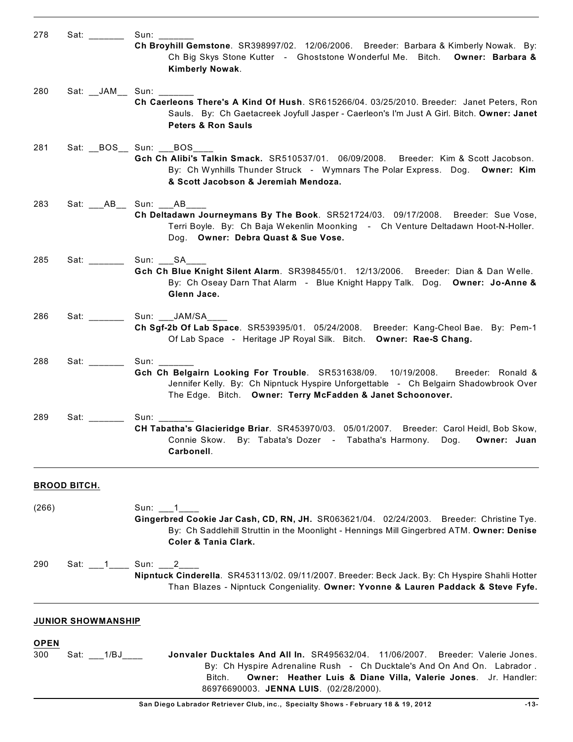278 Sat: _______ Sun: _______
**Ch Broyhill Gemstone**. SR398997/02. 12/06/2006. Breeder: Barbara & Kimberly Nowak. By: Ch Big Skys Stone Kutter - Ghoststone Wonderful Me. Bitch. **Owner: Barbara & Kimberly Nowak**.

280 Sat: __JAM__ Sun: _______
**Ch Caerleons There's A Kind Of Hush**. SR615266/04. 03/25/2010. Breeder: Janet Peters, Ron Sauls. By: Ch Gaetacreek Joyfull Jasper - Caerleon's I'm Just A Girl. Bitch. **Owner: Janet Peters & Ron Sauls**

281 Sat: __BOS__ Sun: ___BOS____
**Gch Ch Alibi's Talkin Smack.** SR510537/01. 06/09/2008. Breeder: Kim & Scott Jacobson. By: Ch Wynhills Thunder Struck - Wymnars The Polar Express. Dog. **Owner: Kim & Scott Jacobson & Jeremiah Mendoza.**

283 Sat: ___AB__ Sun: ___AB____
**Ch Deltadawn Journeymans By The Book**. SR521724/03. 09/17/2008. Breeder: Sue Vose, Terri Boyle. By: Ch Baja Wekenlin Moonking - Ch Venture Deltadawn Hoot-N-Holler. Dog. **Owner: Debra Quast & Sue Vose.**

285 Sat: _______ Sun: ___SA____
**Gch Ch Blue Knight Silent Alarm**. SR398455/01. 12/13/2006. Breeder: Dian & Dan Welle. By: Ch Oseay Darn That Alarm - Blue Knight Happy Talk. Dog. **Owner: Jo-Anne & Glenn Jace.**

286 Sat: _______ Sun: ___JAM/SA____
**Ch Sgf-2b Of Lab Space**. SR539395/01. 05/24/2008. Breeder: Kang-Cheol Bae. By: Pem-1 Of Lab Space - Heritage JP Royal Silk. Bitch. **Owner: Rae-S Chang.**

288 Sat: _______ Sun: _______
**Gch Ch Belgairn Looking For Trouble**. SR531638/09. 10/19/2008. Breeder: Ronald & Jennifer Kelly. By: Ch Nipntuck Hyspire Unforgettable - Ch Belgairn Shadowbrook Over The Edge. Bitch. **Owner: Terry McFadden & Janet Schoonover.**

289 Sat: _______ Sun: _______
**CH Tabatha's Glacieridge Briar**. SR453970/03. 05/01/2007. Breeder: Carol Heidl, Bob Skow, Connie Skow. By: Tabata's Dozer - Tabatha's Harmony. Dog. **Owner: Juan Carbonell**.

**BROOD BITCH.**

(266) Sun: ___1____
**Gingerbred Cookie Jar Cash, CD, RN, JH.** SR063621/04. 02/24/2003. Breeder: Christine Tye. By: Ch Saddlehill Struttin in the Moonlight - Hennings Mill Gingerbred ATM. **Owner: Denise Coler & Tania Clark.**

290 Sat: ___1____ Sun: ___2____
**Nipntuck Cinderella**. SR453113/02. 09/11/2007. Breeder: Beck Jack. By: Ch Hyspire Shahli Hotter Than Blazes - Nipntuck Congeniality. **Owner: Yvonne & Lauren Paddack & Steve Fyfe.**

**JUNIOR SHOWMANSHIP**

**OPEN**

300 Sat: ___1/BJ____ **Jonvaler Ducktales And All In.** SR495632/04. 11/06/2007. Breeder: Valerie Jones. By: Ch Hyspire Adrenaline Rush - Ch Ducktale's And On And On. Labrador. Bitch. **Owner: Heather Luis & Diane Villa, Valerie Jones**. Jr. Handler: 86976690003. **JENNA LUIS**. (02/28/2000).